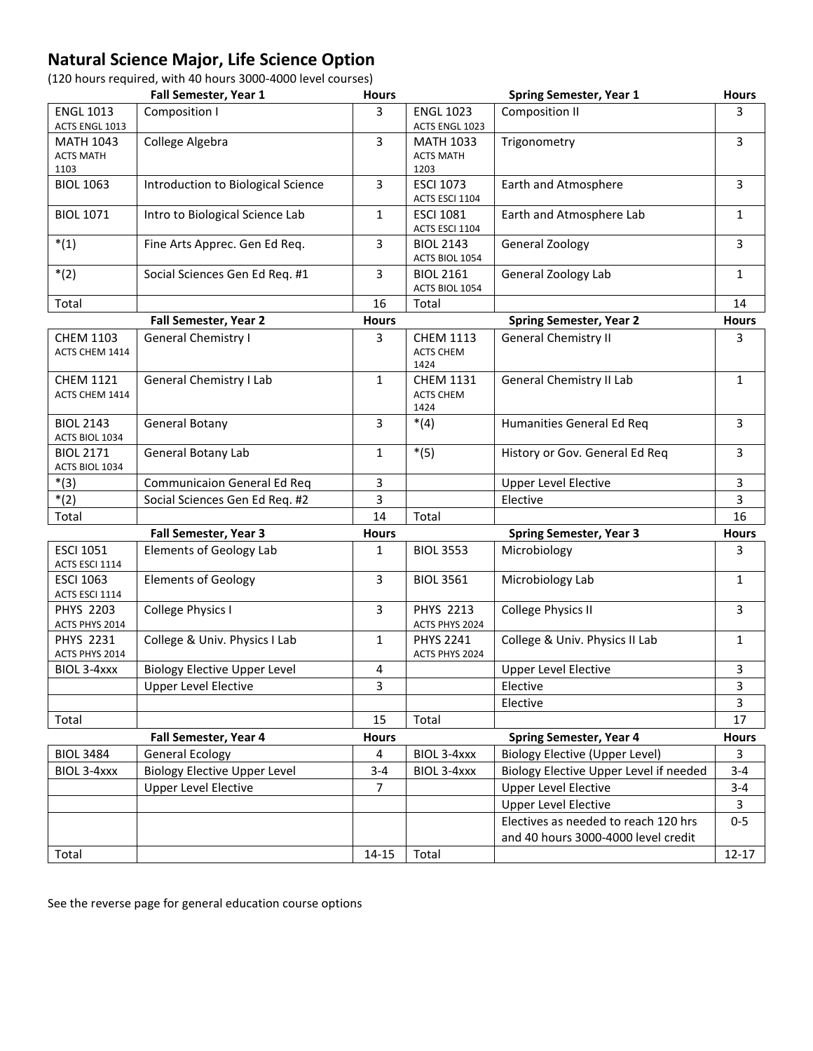# Natural Science Major, Life Science Option

(120 hours required, with 40 hours 3000-4000 level courses)

| | Fall Semester, Year 1 | Hours | | Spring Semester, Year 1 | Hours |
|---|---|---|---|---|---|
| ENGL 1013 ACTS ENGL 1013 | Composition I | 3 | ENGL 1023 ACTS ENGL 1023 | Composition II | 3 |
| MATH 1043 ACTS MATH 1103 | College Algebra | 3 | MATH 1033 ACTS MATH 1203 | Trigonometry | 3 |
| BIOL 1063 | Introduction to Biological Science | 3 | ESCI 1073 ACTS ESCI 1104 | Earth and Atmosphere | 3 |
| BIOL 1071 | Intro to Biological Science Lab | 1 | ESCI 1081 ACTS ESCI 1104 | Earth and Atmosphere Lab | 1 |
| *(1) | Fine Arts Apprec. Gen Ed Req. | 3 | BIOL 2143 ACTS BIOL 1054 | General Zoology | 3 |
| *(2) | Social Sciences Gen Ed Req. #1 | 3 | BIOL 2161 ACTS BIOL 1054 | General Zoology Lab | 1 |
| Total | | 16 | Total | | 14 |
| | **Fall Semester, Year 2** | **Hours** | | **Spring Semester, Year 2** | **Hours** |
| CHEM 1103 ACTS CHEM 1414 | General Chemistry I | 3 | CHEM 1113 ACTS CHEM 1424 | General Chemistry II | 3 |
| CHEM 1121 ACTS CHEM 1414 | General Chemistry I Lab | 1 | CHEM 1131 ACTS CHEM 1424 | General Chemistry II Lab | 1 |
| BIOL 2143 ACTS BIOL 1034 | General Botany | 3 | *(4) | Humanities General Ed Req | 3 |
| BIOL 2171 ACTS BIOL 1034 | General Botany Lab | 1 | *(5) | History or Gov. General Ed Req | 3 |
| *(3) | Communicaion General Ed Req | 3 | | Upper Level Elective | 3 |
| *(2) | Social Sciences Gen Ed Req. #2 | 3 | | Elective | 3 |
| Total | | 14 | Total | | 16 |
| | **Fall Semester, Year 3** | **Hours** | | **Spring Semester, Year 3** | **Hours** |
| ESCI 1051 ACTS ESCI 1114 | Elements of Geology Lab | 1 | BIOL 3553 | Microbiology | 3 |
| ESCI 1063 ACTS ESCI 1114 | Elements of Geology | 3 | BIOL 3561 | Microbiology Lab | 1 |
| PHYS 2203 ACTS PHYS 2014 | College Physics I | 3 | PHYS 2213 ACTS PHYS 2024 | College Physics II | 3 |
| PHYS 2231 ACTS PHYS 2014 | College & Univ. Physics I Lab | 1 | PHYS 2241 ACTS PHYS 2024 | College & Univ. Physics II Lab | 1 |
| BIOL 3-4xxx | Biology Elective Upper Level | 4 | | Upper Level Elective | 3 |
| | Upper Level Elective | 3 | | Elective | 3 |
| | | | | Elective | 3 |
| Total | | 15 | Total | | 17 |
| | **Fall Semester, Year 4** | **Hours** | | **Spring Semester, Year 4** | **Hours** |
| BIOL 3484 | General Ecology | 4 | BIOL 3-4xxx | Biology Elective (Upper Level) | 3 |
| BIOL 3-4xxx | Biology Elective Upper Level | 3-4 | BIOL 3-4xxx | Biology Elective Upper Level if needed | 3-4 |
| | Upper Level Elective | 7 | | Upper Level Elective | 3-4 |
| | | | | Upper Level Elective | 3 |
| | | | | Electives as needed to reach 120 hrs and 40 hours 3000-4000 level credit | 0-5 |
| Total | | 14-15 | Total | | 12-17 |

See the reverse page for general education course options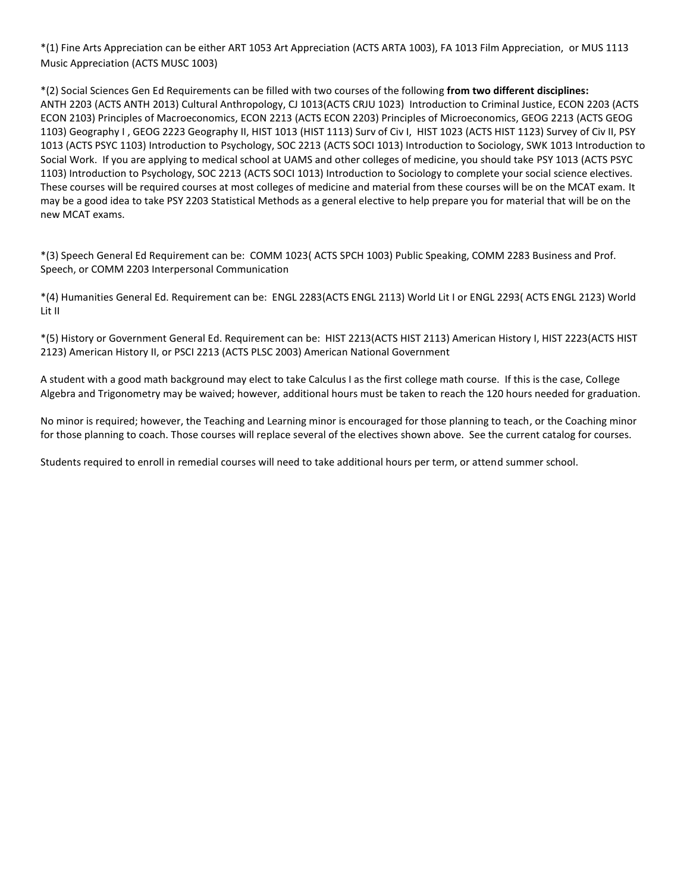*(1) Fine Arts Appreciation can be either ART 1053 Art Appreciation (ACTS ARTA 1003), FA 1013 Film Appreciation, or MUS 1113 Music Appreciation (ACTS MUSC 1003)

*(2) Social Sciences Gen Ed Requirements can be filled with two courses of the following **from two different disciplines:** ANTH 2203 (ACTS ANTH 2013) Cultural Anthropology, CJ 1013(ACTS CRJU 1023) Introduction to Criminal Justice, ECON 2203 (ACTS ECON 2103) Principles of Macroeconomics, ECON 2213 (ACTS ECON 2203) Principles of Microeconomics, GEOG 2213 (ACTS GEOG 1103) Geography I , GEOG 2223 Geography II, HIST 1013 (HIST 1113) Surv of Civ I, HIST 1023 (ACTS HIST 1123) Survey of Civ II, PSY 1013 (ACTS PSYC 1103) Introduction to Psychology, SOC 2213 (ACTS SOCI 1013) Introduction to Sociology, SWK 1013 Introduction to Social Work. If you are applying to medical school at UAMS and other colleges of medicine, you should take PSY 1013 (ACTS PSYC 1103) Introduction to Psychology, SOC 2213 (ACTS SOCI 1013) Introduction to Sociology to complete your social science electives. These courses will be required courses at most colleges of medicine and material from these courses will be on the MCAT exam. It may be a good idea to take PSY 2203 Statistical Methods as a general elective to help prepare you for material that will be on the new MCAT exams.

*(3) Speech General Ed Requirement can be: COMM 1023( ACTS SPCH 1003) Public Speaking, COMM 2283 Business and Prof. Speech, or COMM 2203 Interpersonal Communication

*(4) Humanities General Ed. Requirement can be: ENGL 2283(ACTS ENGL 2113) World Lit I or ENGL 2293( ACTS ENGL 2123) World Lit II

*(5) History or Government General Ed. Requirement can be: HIST 2213(ACTS HIST 2113) American History I, HIST 2223(ACTS HIST 2123) American History II, or PSCI 2213 (ACTS PLSC 2003) American National Government

A student with a good math background may elect to take Calculus I as the first college math course. If this is the case, College Algebra and Trigonometry may be waived; however, additional hours must be taken to reach the 120 hours needed for graduation.

No minor is required; however, the Teaching and Learning minor is encouraged for those planning to teach, or the Coaching minor for those planning to coach. Those courses will replace several of the electives shown above. See the current catalog for courses.

Students required to enroll in remedial courses will need to take additional hours per term, or attend summer school.